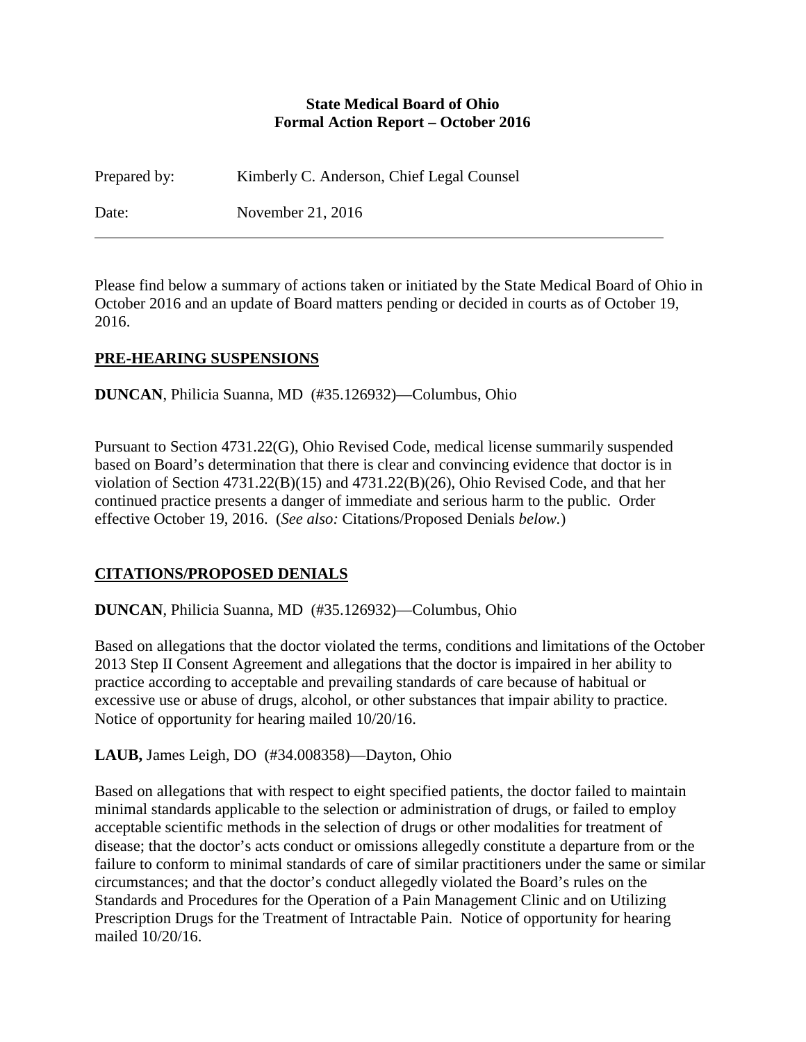**State Medical Board of Ohio**
**Formal Action Report – October 2016**

Prepared by: Kimberly C. Anderson, Chief Legal Counsel

Date: November 21, 2016

---

Please find below a summary of actions taken or initiated by the State Medical Board of Ohio in October 2016 and an update of Board matters pending or decided in courts as of October 19, 2016.

## PRE-HEARING SUSPENSIONS

**DUNCAN**, Philicia Suanna, MD (#35.126932)—Columbus, Ohio

Pursuant to Section 4731.22(G), Ohio Revised Code, medical license summarily suspended based on Board's determination that there is clear and convincing evidence that doctor is in violation of Section 4731.22(B)(15) and 4731.22(B)(26), Ohio Revised Code, and that her continued practice presents a danger of immediate and serious harm to the public. Order effective October 19, 2016. (*See also:* Citations/Proposed Denials *below.*)

## CITATIONS/PROPOSED DENIALS

**DUNCAN**, Philicia Suanna, MD (#35.126932)—Columbus, Ohio

Based on allegations that the doctor violated the terms, conditions and limitations of the October 2013 Step II Consent Agreement and allegations that the doctor is impaired in her ability to practice according to acceptable and prevailing standards of care because of habitual or excessive use or abuse of drugs, alcohol, or other substances that impair ability to practice. Notice of opportunity for hearing mailed 10/20/16.

**LAUB,** James Leigh, DO (#34.008358)—Dayton, Ohio

Based on allegations that with respect to eight specified patients, the doctor failed to maintain minimal standards applicable to the selection or administration of drugs, or failed to employ acceptable scientific methods in the selection of drugs or other modalities for treatment of disease; that the doctor's acts conduct or omissions allegedly constitute a departure from or the failure to conform to minimal standards of care of similar practitioners under the same or similar circumstances; and that the doctor's conduct allegedly violated the Board's rules on the Standards and Procedures for the Operation of a Pain Management Clinic and on Utilizing Prescription Drugs for the Treatment of Intractable Pain. Notice of opportunity for hearing mailed 10/20/16.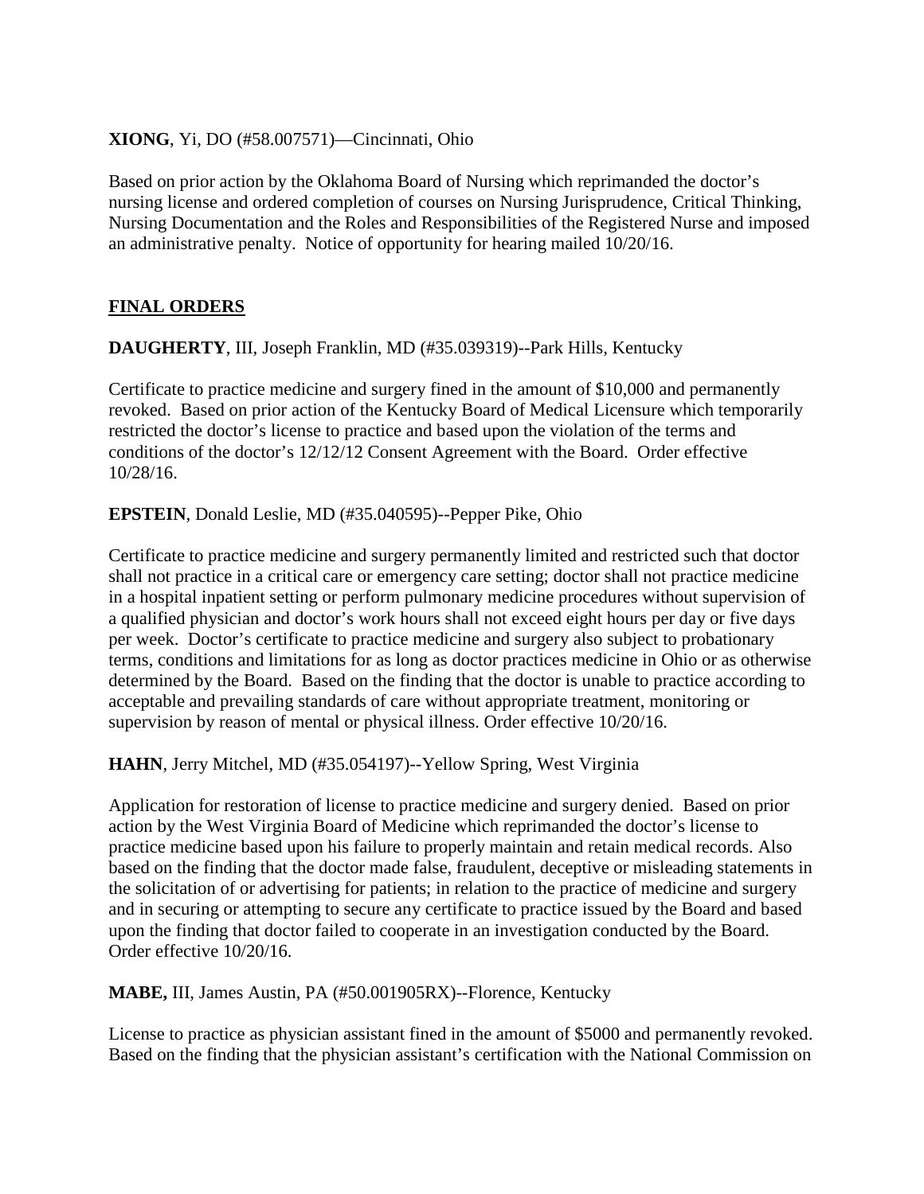**XIONG**, Yi, DO (#58.007571)—Cincinnati, Ohio

Based on prior action by the Oklahoma Board of Nursing which reprimanded the doctor's nursing license and ordered completion of courses on Nursing Jurisprudence, Critical Thinking, Nursing Documentation and the Roles and Responsibilities of the Registered Nurse and imposed an administrative penalty. Notice of opportunity for hearing mailed 10/20/16.

## FINAL ORDERS

**DAUGHERTY**, III, Joseph Franklin, MD (#35.039319)--Park Hills, Kentucky

Certificate to practice medicine and surgery fined in the amount of $10,000 and permanently revoked. Based on prior action of the Kentucky Board of Medical Licensure which temporarily restricted the doctor's license to practice and based upon the violation of the terms and conditions of the doctor's 12/12/12 Consent Agreement with the Board. Order effective 10/28/16.

**EPSTEIN**, Donald Leslie, MD (#35.040595)--Pepper Pike, Ohio

Certificate to practice medicine and surgery permanently limited and restricted such that doctor shall not practice in a critical care or emergency care setting; doctor shall not practice medicine in a hospital inpatient setting or perform pulmonary medicine procedures without supervision of a qualified physician and doctor's work hours shall not exceed eight hours per day or five days per week. Doctor's certificate to practice medicine and surgery also subject to probationary terms, conditions and limitations for as long as doctor practices medicine in Ohio or as otherwise determined by the Board. Based on the finding that the doctor is unable to practice according to acceptable and prevailing standards of care without appropriate treatment, monitoring or supervision by reason of mental or physical illness. Order effective 10/20/16.

**HAHN**, Jerry Mitchel, MD (#35.054197)--Yellow Spring, West Virginia

Application for restoration of license to practice medicine and surgery denied. Based on prior action by the West Virginia Board of Medicine which reprimanded the doctor's license to practice medicine based upon his failure to properly maintain and retain medical records. Also based on the finding that the doctor made false, fraudulent, deceptive or misleading statements in the solicitation of or advertising for patients; in relation to the practice of medicine and surgery and in securing or attempting to secure any certificate to practice issued by the Board and based upon the finding that doctor failed to cooperate in an investigation conducted by the Board. Order effective 10/20/16.

**MABE,** III, James Austin, PA (#50.001905RX)--Florence, Kentucky

License to practice as physician assistant fined in the amount of $5000 and permanently revoked. Based on the finding that the physician assistant's certification with the National Commission on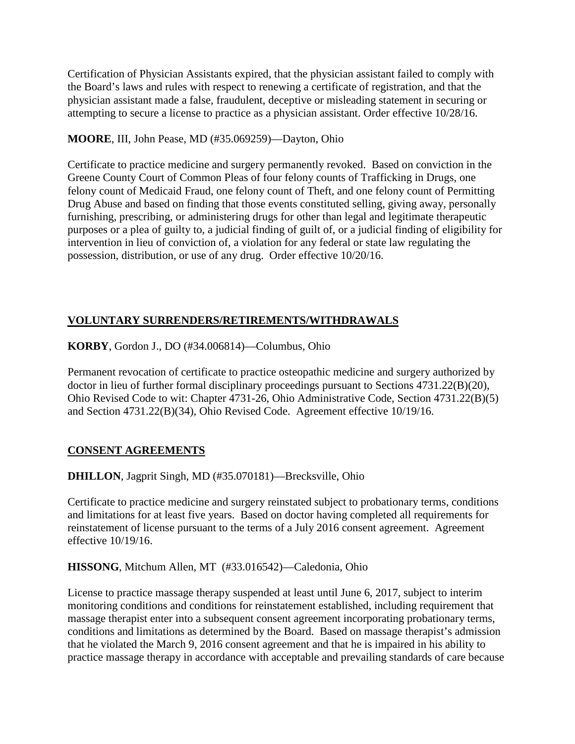Certification of Physician Assistants expired, that the physician assistant failed to comply with the Board's laws and rules with respect to renewing a certificate of registration, and that the physician assistant made a false, fraudulent, deceptive or misleading statement in securing or attempting to secure a license to practice as a physician assistant. Order effective 10/28/16.

**MOORE**, III, John Pease, MD (#35.069259)—Dayton, Ohio

Certificate to practice medicine and surgery permanently revoked. Based on conviction in the Greene County Court of Common Pleas of four felony counts of Trafficking in Drugs, one felony count of Medicaid Fraud, one felony count of Theft, and one felony count of Permitting Drug Abuse and based on finding that those events constituted selling, giving away, personally furnishing, prescribing, or administering drugs for other than legal and legitimate therapeutic purposes or a plea of guilty to, a judicial finding of guilt of, or a judicial finding of eligibility for intervention in lieu of conviction of, a violation for any federal or state law regulating the possession, distribution, or use of any drug. Order effective 10/20/16.

## VOLUNTARY SURRENDERS/RETIREMENTS/WITHDRAWALS

**KORBY**, Gordon J., DO (#34.006814)—Columbus, Ohio

Permanent revocation of certificate to practice osteopathic medicine and surgery authorized by doctor in lieu of further formal disciplinary proceedings pursuant to Sections 4731.22(B)(20), Ohio Revised Code to wit: Chapter 4731-26, Ohio Administrative Code, Section 4731.22(B)(5) and Section 4731.22(B)(34), Ohio Revised Code. Agreement effective 10/19/16.

## CONSENT AGREEMENTS

**DHILLON**, Jagprit Singh, MD (#35.070181)—Brecksville, Ohio

Certificate to practice medicine and surgery reinstated subject to probationary terms, conditions and limitations for at least five years. Based on doctor having completed all requirements for reinstatement of license pursuant to the terms of a July 2016 consent agreement. Agreement effective 10/19/16.

**HISSONG**, Mitchum Allen, MT (#33.016542)—Caledonia, Ohio

License to practice massage therapy suspended at least until June 6, 2017, subject to interim monitoring conditions and conditions for reinstatement established, including requirement that massage therapist enter into a subsequent consent agreement incorporating probationary terms, conditions and limitations as determined by the Board. Based on massage therapist's admission that he violated the March 9, 2016 consent agreement and that he is impaired in his ability to practice massage therapy in accordance with acceptable and prevailing standards of care because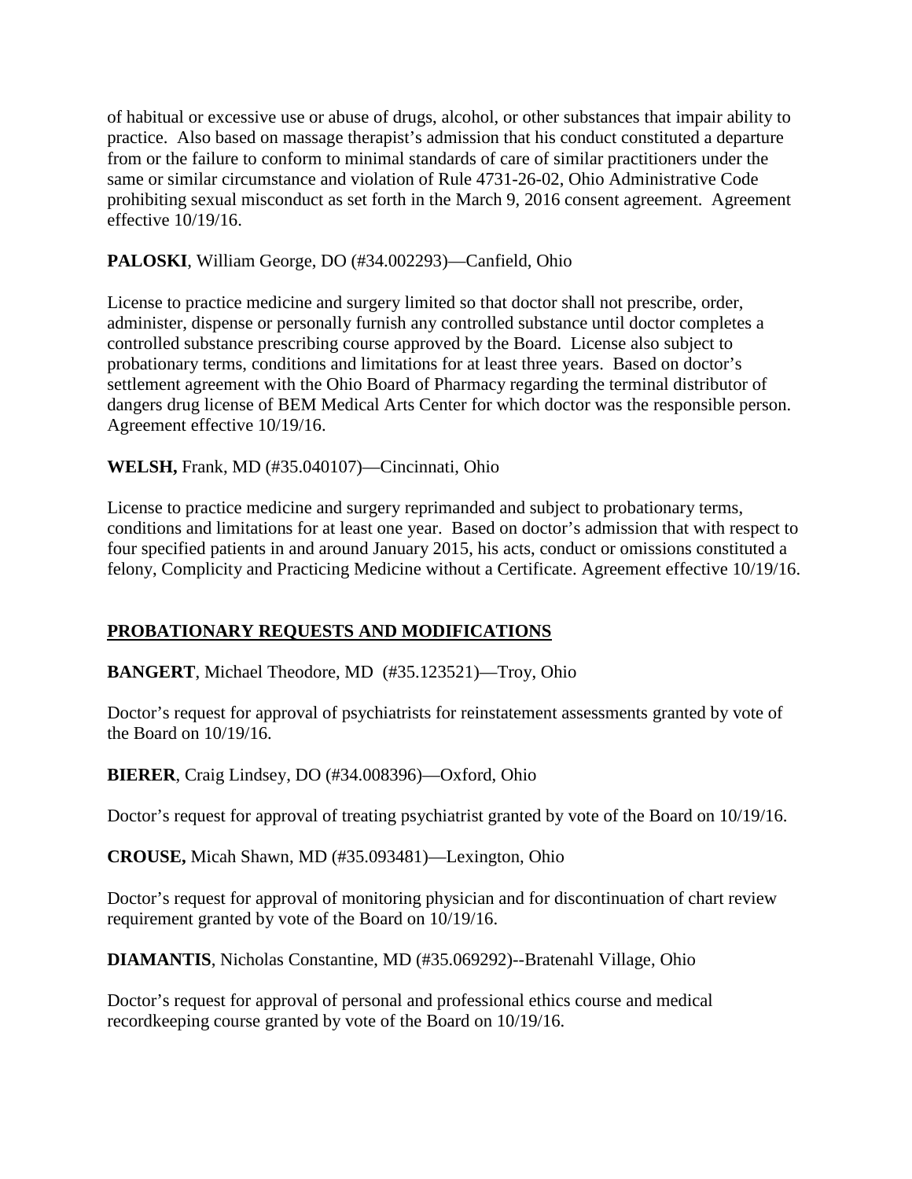of habitual or excessive use or abuse of drugs, alcohol, or other substances that impair ability to practice. Also based on massage therapist's admission that his conduct constituted a departure from or the failure to conform to minimal standards of care of similar practitioners under the same or similar circumstance and violation of Rule 4731-26-02, Ohio Administrative Code prohibiting sexual misconduct as set forth in the March 9, 2016 consent agreement. Agreement effective 10/19/16.

**PALOSKI**, William George, DO (#34.002293)—Canfield, Ohio

License to practice medicine and surgery limited so that doctor shall not prescribe, order, administer, dispense or personally furnish any controlled substance until doctor completes a controlled substance prescribing course approved by the Board. License also subject to probationary terms, conditions and limitations for at least three years. Based on doctor's settlement agreement with the Ohio Board of Pharmacy regarding the terminal distributor of dangers drug license of BEM Medical Arts Center for which doctor was the responsible person. Agreement effective 10/19/16.

**WELSH,** Frank, MD (#35.040107)—Cincinnati, Ohio

License to practice medicine and surgery reprimanded and subject to probationary terms, conditions and limitations for at least one year. Based on doctor's admission that with respect to four specified patients in and around January 2015, his acts, conduct or omissions constituted a felony, Complicity and Practicing Medicine without a Certificate. Agreement effective 10/19/16.

## PROBATIONARY REQUESTS AND MODIFICATIONS

**BANGERT**, Michael Theodore, MD (#35.123521)—Troy, Ohio

Doctor's request for approval of psychiatrists for reinstatement assessments granted by vote of the Board on 10/19/16.

**BIERER**, Craig Lindsey, DO (#34.008396)—Oxford, Ohio

Doctor's request for approval of treating psychiatrist granted by vote of the Board on 10/19/16.

**CROUSE,** Micah Shawn, MD (#35.093481)—Lexington, Ohio

Doctor's request for approval of monitoring physician and for discontinuation of chart review requirement granted by vote of the Board on 10/19/16.

**DIAMANTIS**, Nicholas Constantine, MD (#35.069292)--Bratenahl Village, Ohio

Doctor's request for approval of personal and professional ethics course and medical recordkeeping course granted by vote of the Board on 10/19/16.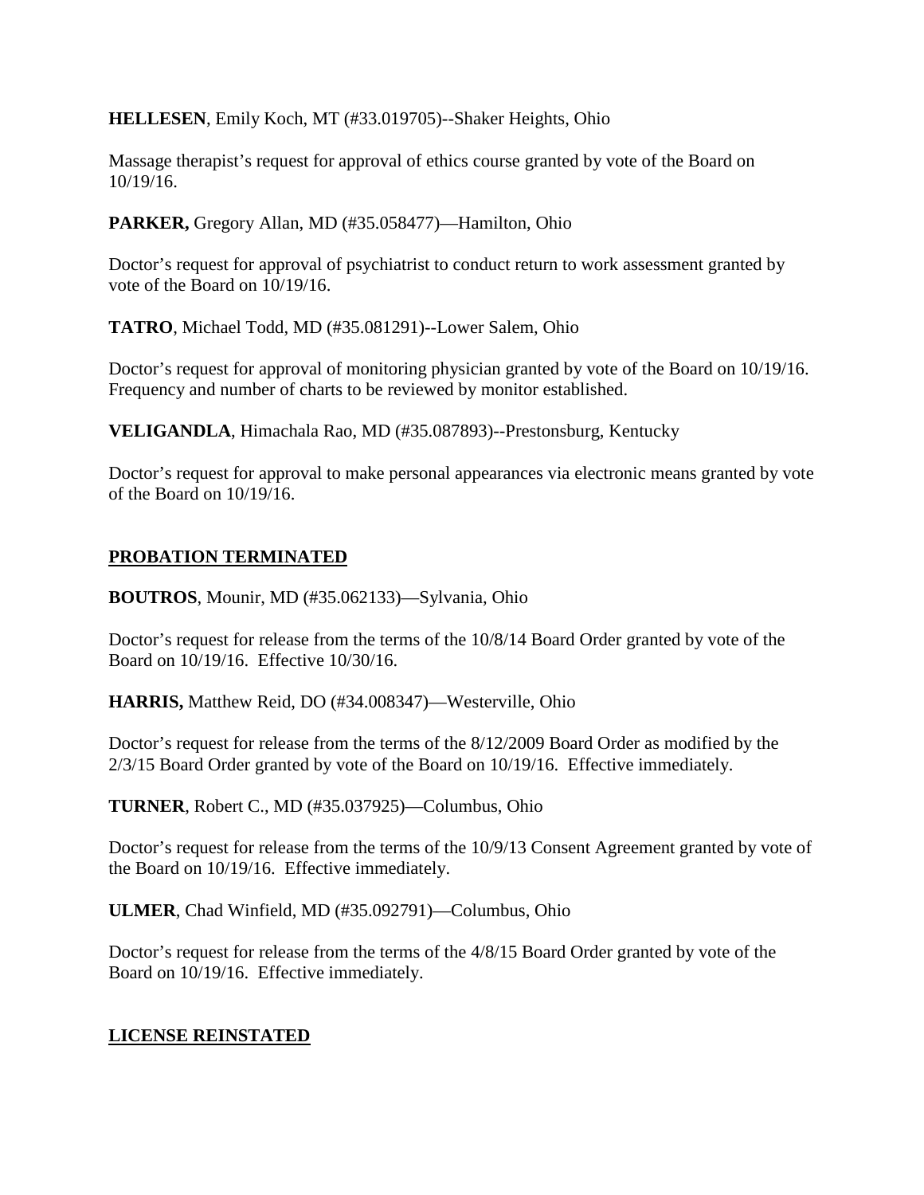**HELLESEN**, Emily Koch, MT (#33.019705)--Shaker Heights, Ohio

Massage therapist's request for approval of ethics course granted by vote of the Board on 10/19/16.

**PARKER,** Gregory Allan, MD (#35.058477)—Hamilton, Ohio

Doctor's request for approval of psychiatrist to conduct return to work assessment granted by vote of the Board on 10/19/16.

**TATRO**, Michael Todd, MD (#35.081291)--Lower Salem, Ohio

Doctor's request for approval of monitoring physician granted by vote of the Board on 10/19/16. Frequency and number of charts to be reviewed by monitor established.

**VELIGANDLA**, Himachala Rao, MD (#35.087893)--Prestonsburg, Kentucky

Doctor's request for approval to make personal appearances via electronic means granted by vote of the Board on 10/19/16.

## PROBATION TERMINATED

**BOUTROS**, Mounir, MD (#35.062133)—Sylvania, Ohio

Doctor's request for release from the terms of the 10/8/14 Board Order granted by vote of the Board on 10/19/16. Effective 10/30/16.

**HARRIS,** Matthew Reid, DO (#34.008347)—Westerville, Ohio

Doctor's request for release from the terms of the 8/12/2009 Board Order as modified by the 2/3/15 Board Order granted by vote of the Board on 10/19/16. Effective immediately.

**TURNER**, Robert C., MD (#35.037925)—Columbus, Ohio

Doctor's request for release from the terms of the 10/9/13 Consent Agreement granted by vote of the Board on 10/19/16. Effective immediately.

**ULMER**, Chad Winfield, MD (#35.092791)—Columbus, Ohio

Doctor's request for release from the terms of the 4/8/15 Board Order granted by vote of the Board on 10/19/16. Effective immediately.

## LICENSE REINSTATED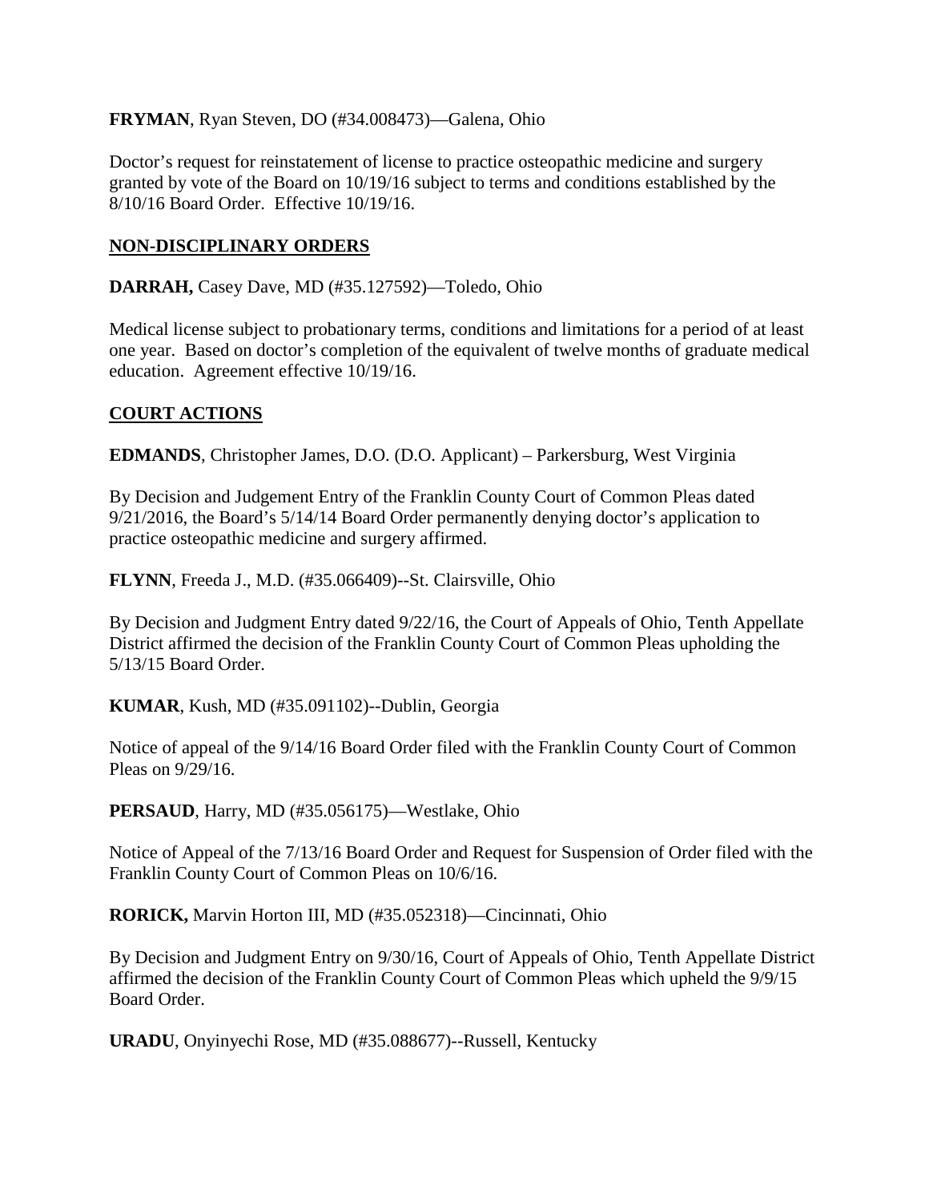**FRYMAN**, Ryan Steven, DO (#34.008473)—Galena, Ohio

Doctor's request for reinstatement of license to practice osteopathic medicine and surgery granted by vote of the Board on 10/19/16 subject to terms and conditions established by the 8/10/16 Board Order. Effective 10/19/16.

## NON-DISCIPLINARY ORDERS

**DARRAH,** Casey Dave, MD (#35.127592)—Toledo, Ohio

Medical license subject to probationary terms, conditions and limitations for a period of at least one year. Based on doctor's completion of the equivalent of twelve months of graduate medical education. Agreement effective 10/19/16.

## COURT ACTIONS

**EDMANDS**, Christopher James, D.O. (D.O. Applicant) – Parkersburg, West Virginia

By Decision and Judgement Entry of the Franklin County Court of Common Pleas dated 9/21/2016, the Board's 5/14/14 Board Order permanently denying doctor's application to practice osteopathic medicine and surgery affirmed.

**FLYNN**, Freeda J., M.D. (#35.066409)--St. Clairsville, Ohio

By Decision and Judgment Entry dated 9/22/16, the Court of Appeals of Ohio, Tenth Appellate District affirmed the decision of the Franklin County Court of Common Pleas upholding the 5/13/15 Board Order.

**KUMAR**, Kush, MD (#35.091102)--Dublin, Georgia

Notice of appeal of the 9/14/16 Board Order filed with the Franklin County Court of Common Pleas on 9/29/16.

**PERSAUD**, Harry, MD (#35.056175)—Westlake, Ohio

Notice of Appeal of the 7/13/16 Board Order and Request for Suspension of Order filed with the Franklin County Court of Common Pleas on 10/6/16.

**RORICK,** Marvin Horton III, MD (#35.052318)—Cincinnati, Ohio

By Decision and Judgment Entry on 9/30/16, Court of Appeals of Ohio, Tenth Appellate District affirmed the decision of the Franklin County Court of Common Pleas which upheld the 9/9/15 Board Order.

**URADU**, Onyinyechi Rose, MD (#35.088677)--Russell, Kentucky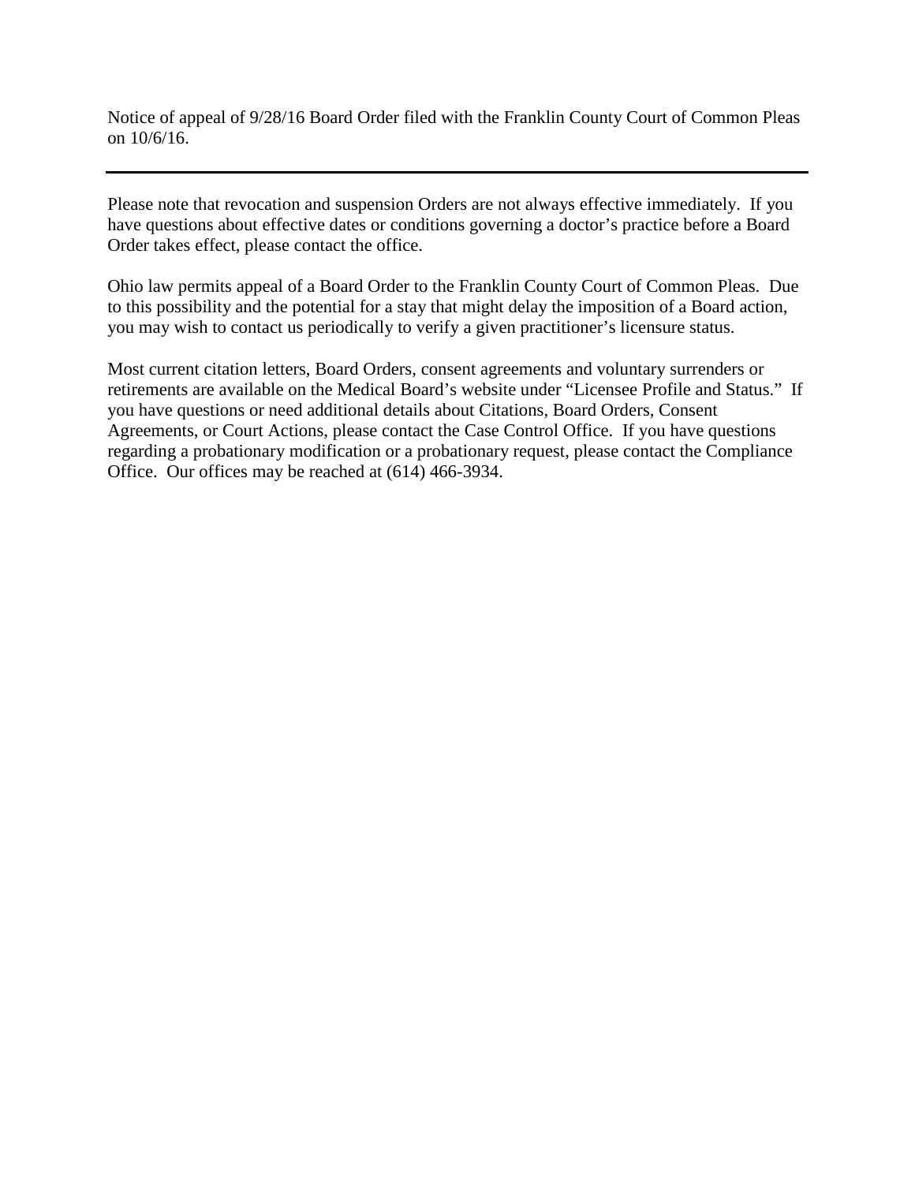Notice of appeal of 9/28/16 Board Order filed with the Franklin County Court of Common Pleas on 10/6/16.

---

Please note that revocation and suspension Orders are not always effective immediately. If you have questions about effective dates or conditions governing a doctor's practice before a Board Order takes effect, please contact the office.

Ohio law permits appeal of a Board Order to the Franklin County Court of Common Pleas. Due to this possibility and the potential for a stay that might delay the imposition of a Board action, you may wish to contact us periodically to verify a given practitioner's licensure status.

Most current citation letters, Board Orders, consent agreements and voluntary surrenders or retirements are available on the Medical Board's website under "Licensee Profile and Status." If you have questions or need additional details about Citations, Board Orders, Consent Agreements, or Court Actions, please contact the Case Control Office. If you have questions regarding a probationary modification or a probationary request, please contact the Compliance Office. Our offices may be reached at (614) 466-3934.